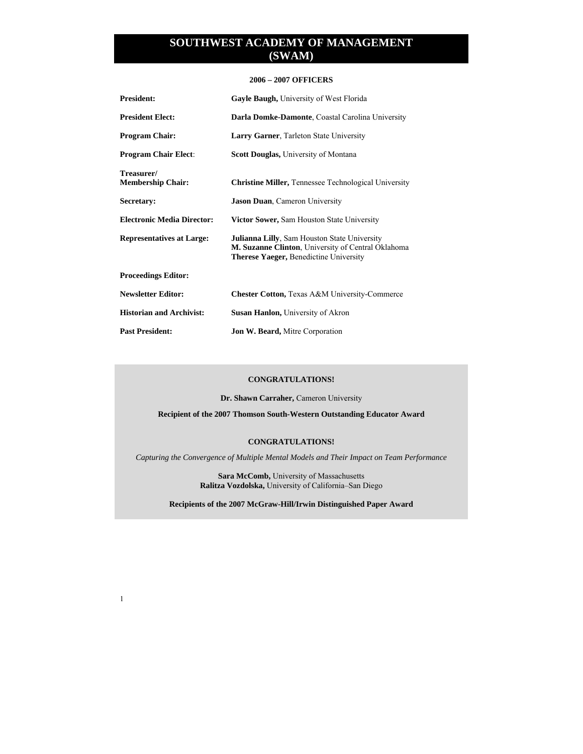# SOUTHWEST ACADEMY OF MANAGEMENT (SWAM)

## 2006 – 2007 OFFICERS

| | |
|---|---|
| **President:** | **Gayle Baugh,** University of West Florida |
| **President Elect:** | **Darla Domke-Damonte**, Coastal Carolina University |
| **Program Chair:** | **Larry Garner**, Tarleton State University |
| **Program Chair Elect**: | **Scott Douglas,** University of Montana |
| **Treasurer/ Membership Chair:** | **Christine Miller,** Tennessee Technological University |
| **Secretary:** | **Jason Duan**, Cameron University |
| **Electronic Media Director:** | **Victor Sower,** Sam Houston State University |
| **Representatives at Large:** | **Julianna Lilly**, Sam Houston State University<br>**M. Suzanne Clinton**, University of Central Oklahoma<br>**Therese Yaeger,** Benedictine University |
| **Proceedings Editor:** | |
| **Newsletter Editor:** | **Chester Cotton,** Texas A&M University-Commerce |
| **Historian and Archivist:** | **Susan Hanlon,** University of Akron |
| **Past President:** | **Jon W. Beard,** Mitre Corporation |

**CONGRATULATIONS!**

**Dr. Shawn Carraher,** Cameron University

**Recipient of the 2007 Thomson South-Western Outstanding Educator Award**

**CONGRATULATIONS!**

*Capturing the Convergence of Multiple Mental Models and Their Impact on Team Performance*

**Sara McComb,** University of Massachusetts
**Ralitza Vozdolska,** University of California–San Diego

**Recipients of the 2007 McGraw-Hill/Irwin Distinguished Paper Award**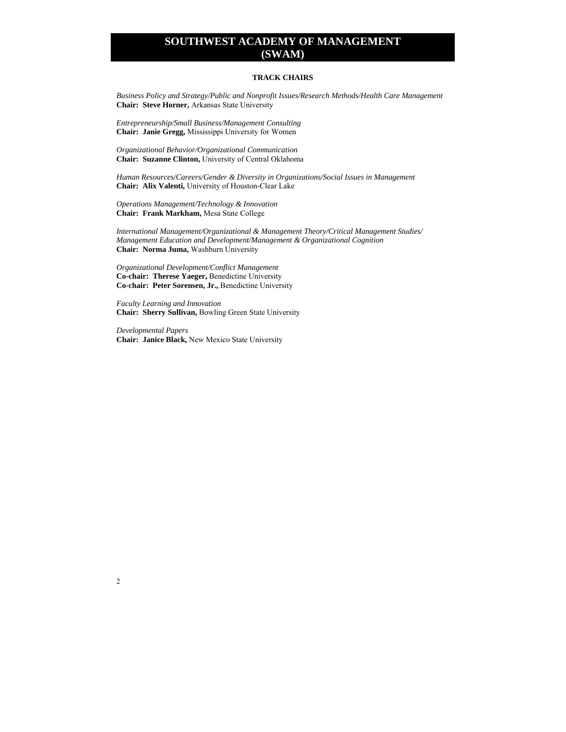# SOUTHWEST ACADEMY OF MANAGEMENT (SWAM)

## TRACK CHAIRS

*Business Policy and Strategy/Public and Nonprofit Issues/Research Methods/Health Care Management*
**Chair: Steve Horner,** Arkansas State University

*Entrepreneurship/Small Business/Management Consulting*
**Chair: Janie Gregg,** Mississippi University for Women

*Organizational Behavior/Organizational Communication*
**Chair: Suzanne Clinton,** University of Central Oklahoma

*Human Resources/Careers/Gender & Diversity in Organizations/Social Issues in Management*
**Chair: Alix Valenti,** University of Houston-Clear Lake

*Operations Management/Technology & Innovation*
**Chair: Frank Markham,** Mesa State College

*International Management/Organizational & Management Theory/Critical Management Studies/ Management Education and Development/Management & Organizational Cognition*
**Chair: Norma Juma,** Washburn University

*Organizational Development/Conflict Management*
**Co-chair: Therese Yaeger,** Benedictine University
**Co-chair: Peter Sorensen, Jr.,** Benedictine University

*Faculty Learning and Innovation*
**Chair: Sherry Sullivan,** Bowling Green State University

*Developmental Papers*
**Chair: Janice Black,** New Mexico State University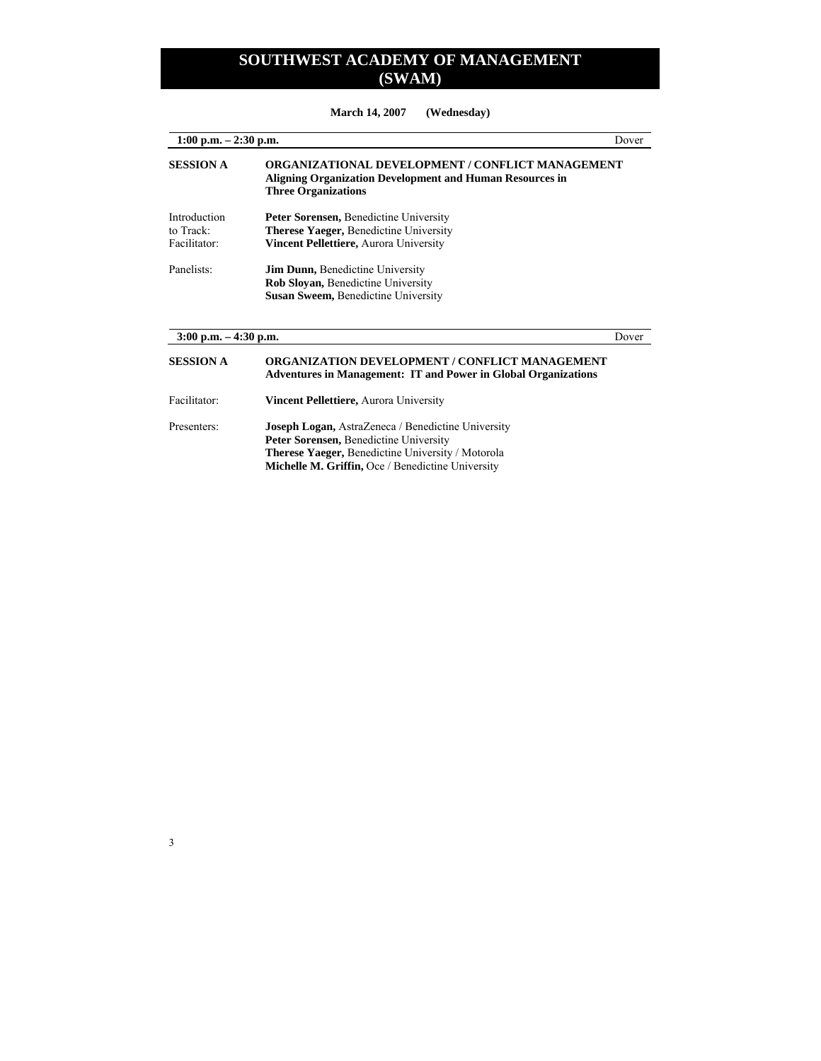# SOUTHWEST ACADEMY OF MANAGEMENT (SWAM)

**March 14, 2007 (Wednesday)**

---

**1:00 p.m. – 2:30 p.m.** Dover

**SESSION A** **ORGANIZATIONAL DEVELOPMENT / CONFLICT MANAGEMENT**
**Aligning Organization Development and Human Resources in Three Organizations**

Introduction to Track:
**Peter Sorensen,** Benedictine University
**Therese Yaeger,** Benedictine University

Facilitator:
**Vincent Pellettiere,** Aurora University

Panelists:
**Jim Dunn,** Benedictine University
**Rob Sloyan,** Benedictine University
**Susan Sweem,** Benedictine University

---

**3:00 p.m. – 4:30 p.m.** Dover

**SESSION A** **ORGANIZATION DEVELOPMENT / CONFLICT MANAGEMENT**
**Adventures in Management: IT and Power in Global Organizations**

Facilitator:
**Vincent Pellettiere,** Aurora University

Presenters:
**Joseph Logan,** AstraZeneca / Benedictine University
**Peter Sorensen,** Benedictine University
**Therese Yaeger,** Benedictine University / Motorola
**Michelle M. Griffin,** Oce / Benedictine University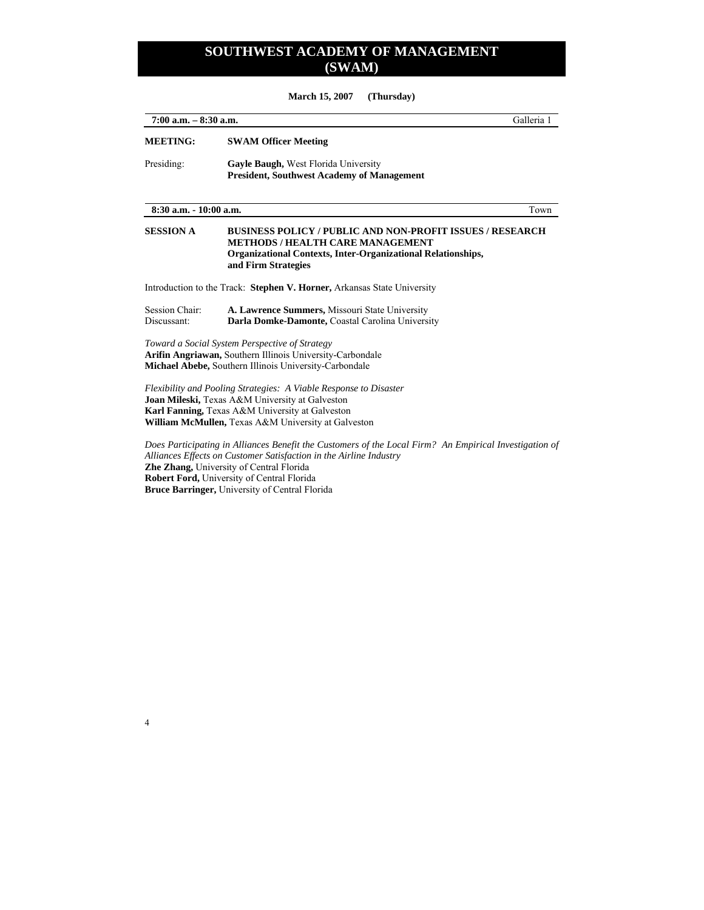# SOUTHWEST ACADEMY OF MANAGEMENT (SWAM)

**March 15, 2007 (Thursday)**

**7:00 a.m. – 8:30 a.m.** Galleria 1

**MEETING:** **SWAM Officer Meeting**

Presiding: **Gayle Baugh,** West Florida University
**President, Southwest Academy of Management**

**8:30 a.m. - 10:00 a.m.** Town

**SESSION A** **BUSINESS POLICY / PUBLIC AND NON-PROFIT ISSUES / RESEARCH METHODS / HEALTH CARE MANAGEMENT**
**Organizational Contexts, Inter-Organizational Relationships, and Firm Strategies**

Introduction to the Track: **Stephen V. Horner,** Arkansas State University

Session Chair: **A. Lawrence Summers,** Missouri State University
Discussant: **Darla Domke-Damonte,** Coastal Carolina University

*Toward a Social System Perspective of Strategy*
**Arifin Angriawan,** Southern Illinois University-Carbondale
**Michael Abebe,** Southern Illinois University-Carbondale

*Flexibility and Pooling Strategies: A Viable Response to Disaster*
**Joan Mileski,** Texas A&M University at Galveston
**Karl Fanning,** Texas A&M University at Galveston
**William McMullen,** Texas A&M University at Galveston

*Does Participating in Alliances Benefit the Customers of the Local Firm? An Empirical Investigation of Alliances Effects on Customer Satisfaction in the Airline Industry*
**Zhe Zhang,** University of Central Florida
**Robert Ford,** University of Central Florida
**Bruce Barringer,** University of Central Florida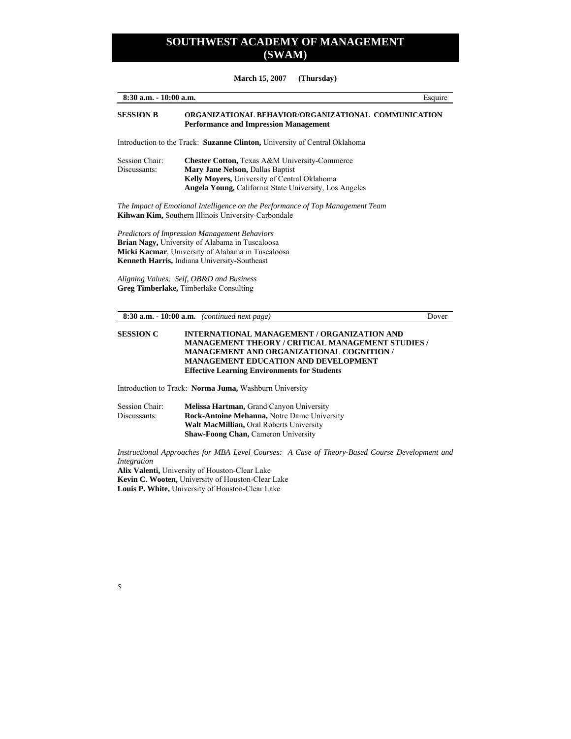# SOUTHWEST ACADEMY OF MANAGEMENT (SWAM)

**March 15, 2007 (Thursday)**

**8:30 a.m. - 10:00 a.m.** Esquire

## SESSION B — ORGANIZATIONAL BEHAVIOR/ORGANIZATIONAL COMMUNICATION
### Performance and Impression Management

Introduction to the Track: **Suzanne Clinton,** University of Central Oklahoma

Session Chair: **Chester Cotton,** Texas A&M University-Commerce
Discussants: **Mary Jane Nelson,** Dallas Baptist
**Kelly Moyers,** University of Central Oklahoma
**Angela Young,** California State University, Los Angeles

*The Impact of Emotional Intelligence on the Performance of Top Management Team*
**Kihwan Kim,** Southern Illinois University-Carbondale

*Predictors of Impression Management Behaviors*
**Brian Nagy,** University of Alabama in Tuscaloosa
**Micki Kacmar**, University of Alabama in Tuscaloosa
**Kenneth Harris,** Indiana University-Southeast

*Aligning Values: Self, OB&D and Business*
**Greg Timberlake,** Timberlake Consulting

**8:30 a.m. - 10:00 a.m.** *(continued next page)* Dover

## SESSION C — INTERNATIONAL MANAGEMENT / ORGANIZATION AND MANAGEMENT THEORY / CRITICAL MANAGEMENT STUDIES / MANAGEMENT AND ORGANIZATIONAL COGNITION / MANAGEMENT EDUCATION AND DEVELOPMENT
### Effective Learning Environments for Students

Introduction to Track: **Norma Juma,** Washburn University

Session Chair: **Melissa Hartman,** Grand Canyon University
Discussants: **Rock-Antoine Mehanna,** Notre Dame University
**Walt MacMillian,** Oral Roberts University
**Shaw-Foong Chan,** Cameron University

*Instructional Approaches for MBA Level Courses: A Case of Theory-Based Course Development and Integration*
**Alix Valenti,** University of Houston-Clear Lake
**Kevin C. Wooten,** University of Houston-Clear Lake
**Louis P. White,** University of Houston-Clear Lake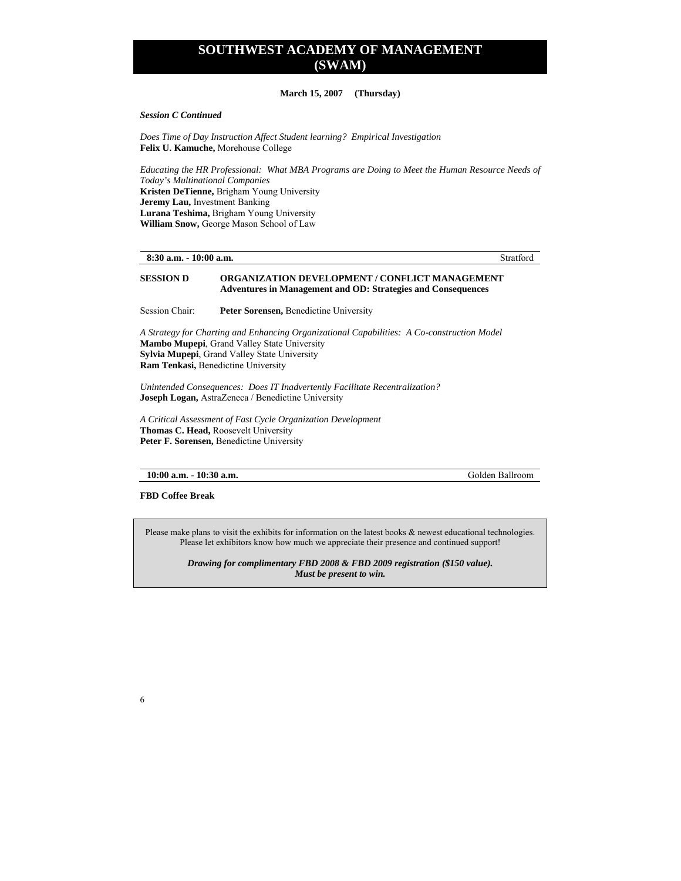# SOUTHWEST ACADEMY OF MANAGEMENT (SWAM)

**March 15, 2007 (Thursday)**

***Session C Continued***

*Does Time of Day Instruction Affect Student learning? Empirical Investigation*
**Felix U. Kamuche,** Morehouse College

*Educating the HR Professional: What MBA Programs are Doing to Meet the Human Resource Needs of Today's Multinational Companies*
**Kristen DeTienne,** Brigham Young University
**Jeremy Lau,** Investment Banking
**Lurana Teshima,** Brigham Young University
**William Snow,** George Mason School of Law

**8:30 a.m. - 10:00 a.m.** Stratford

**SESSION D** **ORGANIZATION DEVELOPMENT / CONFLICT MANAGEMENT**
**Adventures in Management and OD: Strategies and Consequences**

Session Chair: **Peter Sorensen,** Benedictine University

*A Strategy for Charting and Enhancing Organizational Capabilities: A Co-construction Model*
**Mambo Mupepi**, Grand Valley State University
**Sylvia Mupepi**, Grand Valley State University
**Ram Tenkasi,** Benedictine University

*Unintended Consequences: Does IT Inadvertently Facilitate Recentralization?*
**Joseph Logan,** AstraZeneca / Benedictine University

*A Critical Assessment of Fast Cycle Organization Development*
**Thomas C. Head,** Roosevelt University
**Peter F. Sorensen,** Benedictine University

**10:00 a.m. - 10:30 a.m.** Golden Ballroom

**FBD Coffee Break**

Please make plans to visit the exhibits for information on the latest books & newest educational technologies. Please let exhibitors know how much we appreciate their presence and continued support!

***Drawing for complimentary FBD 2008 & FBD 2009 registration ($150 value). Must be present to win.***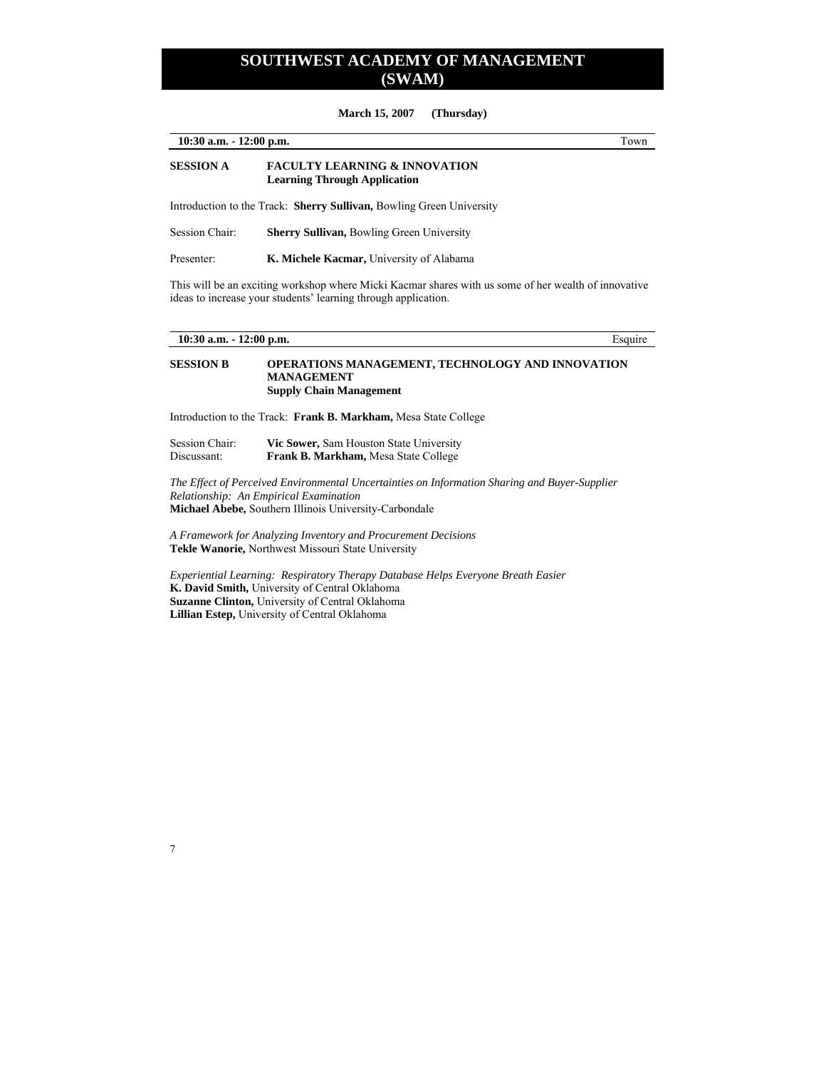# SOUTHWEST ACADEMY OF MANAGEMENT (SWAM)

**March 15, 2007 (Thursday)**

**10:30 a.m. - 12:00 p.m.** Town

## SESSION A FACULTY LEARNING & INNOVATION

**Learning Through Application**

Introduction to the Track: **Sherry Sullivan,** Bowling Green University

Session Chair: **Sherry Sullivan,** Bowling Green University

Presenter: **K. Michele Kacmar,** University of Alabama

This will be an exciting workshop where Micki Kacmar shares with us some of her wealth of innovative ideas to increase your students' learning through application.

**10:30 a.m. - 12:00 p.m.** Esquire

## SESSION B OPERATIONS MANAGEMENT, TECHNOLOGY AND INNOVATION MANAGEMENT

**Supply Chain Management**

Introduction to the Track: **Frank B. Markham,** Mesa State College

Session Chair: **Vic Sower,** Sam Houston State University
Discussant: **Frank B. Markham,** Mesa State College

*The Effect of Perceived Environmental Uncertainties on Information Sharing and Buyer-Supplier Relationship: An Empirical Examination*
**Michael Abebe,** Southern Illinois University-Carbondale

*A Framework for Analyzing Inventory and Procurement Decisions*
**Tekle Wanorie,** Northwest Missouri State University

*Experiential Learning: Respiratory Therapy Database Helps Everyone Breath Easier*
**K. David Smith,** University of Central Oklahoma
**Suzanne Clinton,** University of Central Oklahoma
**Lillian Estep,** University of Central Oklahoma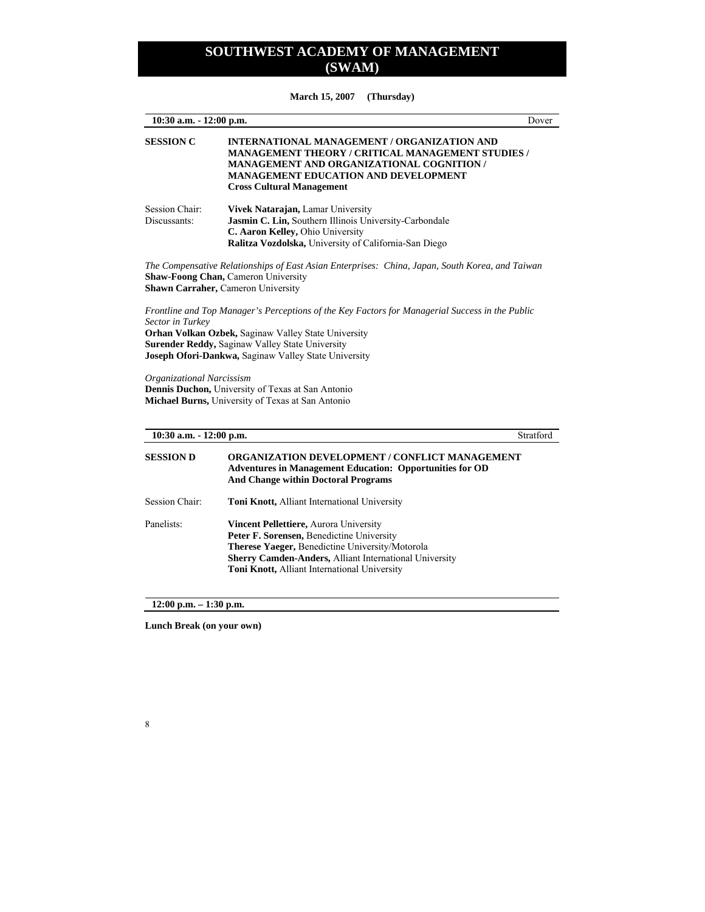# SOUTHWEST ACADEMY OF MANAGEMENT (SWAM)

**March 15, 2007 (Thursday)**

**10:30 a.m. - 12:00 p.m.** Dover

**SESSION C** **INTERNATIONAL MANAGEMENT / ORGANIZATION AND MANAGEMENT THEORY / CRITICAL MANAGEMENT STUDIES / MANAGEMENT AND ORGANIZATIONAL COGNITION / MANAGEMENT EDUCATION AND DEVELOPMENT**
**Cross Cultural Management**

Session Chair: **Vivek Natarajan,** Lamar University

Discussants: **Jasmin C. Lin,** Southern Illinois University-Carbondale
**C. Aaron Kelley,** Ohio University
**Ralitza Vozdolska,** University of California-San Diego

*The Compensative Relationships of East Asian Enterprises: China, Japan, South Korea, and Taiwan*
**Shaw-Foong Chan,** Cameron University
**Shawn Carraher,** Cameron University

*Frontline and Top Manager's Perceptions of the Key Factors for Managerial Success in the Public Sector in Turkey*
**Orhan Volkan Ozbek,** Saginaw Valley State University
**Surender Reddy,** Saginaw Valley State University
**Joseph Ofori-Dankwa,** Saginaw Valley State University

*Organizational Narcissism*
**Dennis Duchon,** University of Texas at San Antonio
**Michael Burns,** University of Texas at San Antonio

**10:30 a.m. - 12:00 p.m.** Stratford

**SESSION D** **ORGANIZATION DEVELOPMENT / CONFLICT MANAGEMENT**
**Adventures in Management Education: Opportunities for OD And Change within Doctoral Programs**

Session Chair: **Toni Knott,** Alliant International University

Panelists: **Vincent Pellettiere,** Aurora University
**Peter F. Sorensen,** Benedictine University
**Therese Yaeger,** Benedictine University/Motorola
**Sherry Camden-Anders,** Alliant International University
**Toni Knott,** Alliant International University

**12:00 p.m. – 1:30 p.m.**

**Lunch Break (on your own)**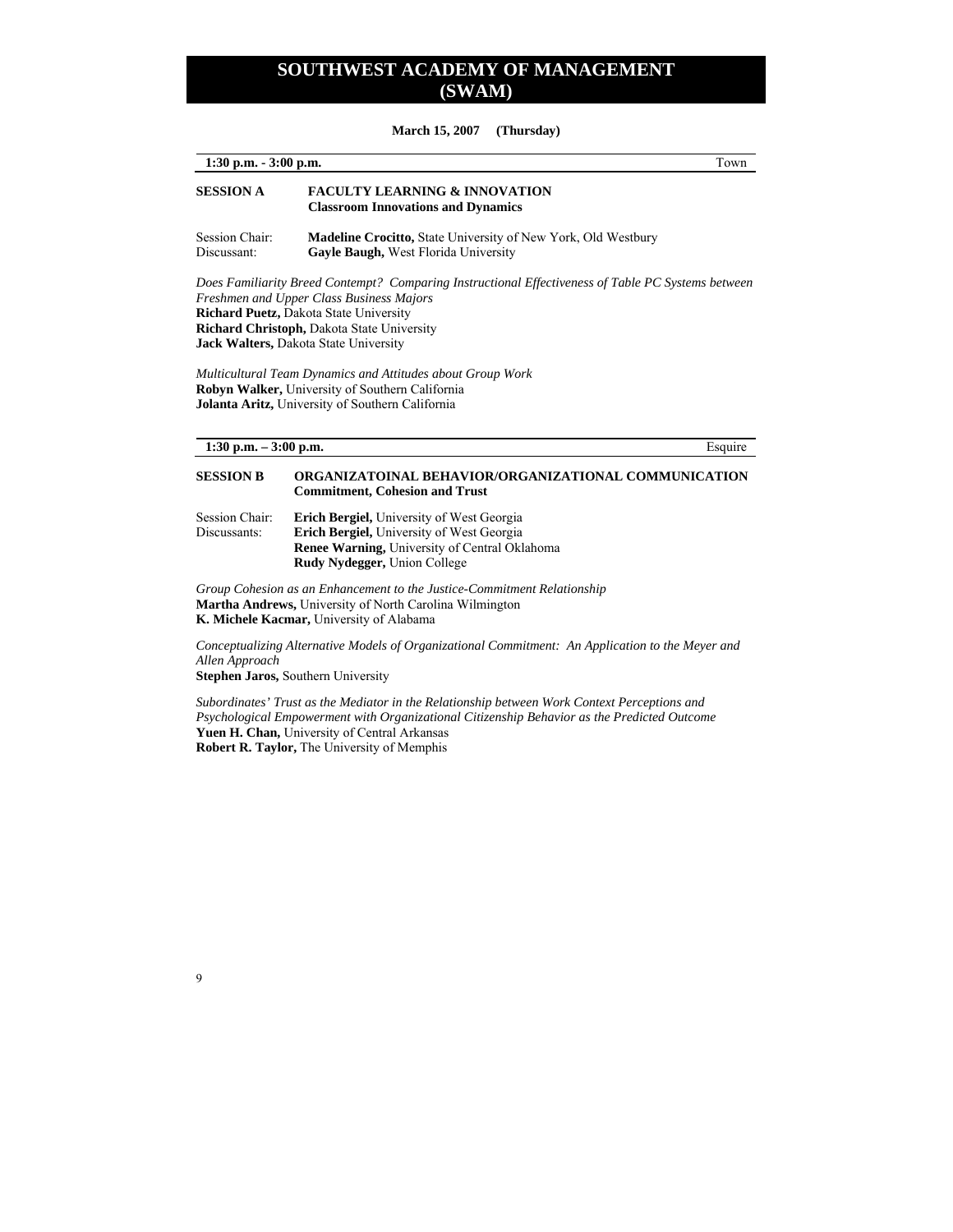# SOUTHWEST ACADEMY OF MANAGEMENT (SWAM)

**March 15, 2007 (Thursday)**

**1:30 p.m. - 3:00 p.m.** Town

**SESSION A** **FACULTY LEARNING & INNOVATION**
**Classroom Innovations and Dynamics**

Session Chair: **Madeline Crocitto,** State University of New York, Old Westbury
Discussant: **Gayle Baugh,** West Florida University

*Does Familiarity Breed Contempt? Comparing Instructional Effectiveness of Table PC Systems between Freshmen and Upper Class Business Majors*
**Richard Puetz,** Dakota State University
**Richard Christoph,** Dakota State University
**Jack Walters,** Dakota State University

*Multicultural Team Dynamics and Attitudes about Group Work*
**Robyn Walker,** University of Southern California
**Jolanta Aritz,** University of Southern California

**1:30 p.m. – 3:00 p.m.** Esquire

**SESSION B** **ORGANIZATOINAL BEHAVIOR/ORGANIZATIONAL COMMUNICATION**
**Commitment, Cohesion and Trust**

Session Chair: **Erich Bergiel,** University of West Georgia
Discussants: **Erich Bergiel,** University of West Georgia
**Renee Warning,** University of Central Oklahoma
**Rudy Nydegger,** Union College

*Group Cohesion as an Enhancement to the Justice-Commitment Relationship*
**Martha Andrews,** University of North Carolina Wilmington
**K. Michele Kacmar,** University of Alabama

*Conceptualizing Alternative Models of Organizational Commitment: An Application to the Meyer and Allen Approach*
**Stephen Jaros,** Southern University

*Subordinates' Trust as the Mediator in the Relationship between Work Context Perceptions and Psychological Empowerment with Organizational Citizenship Behavior as the Predicted Outcome*
**Yuen H. Chan,** University of Central Arkansas
**Robert R. Taylor,** The University of Memphis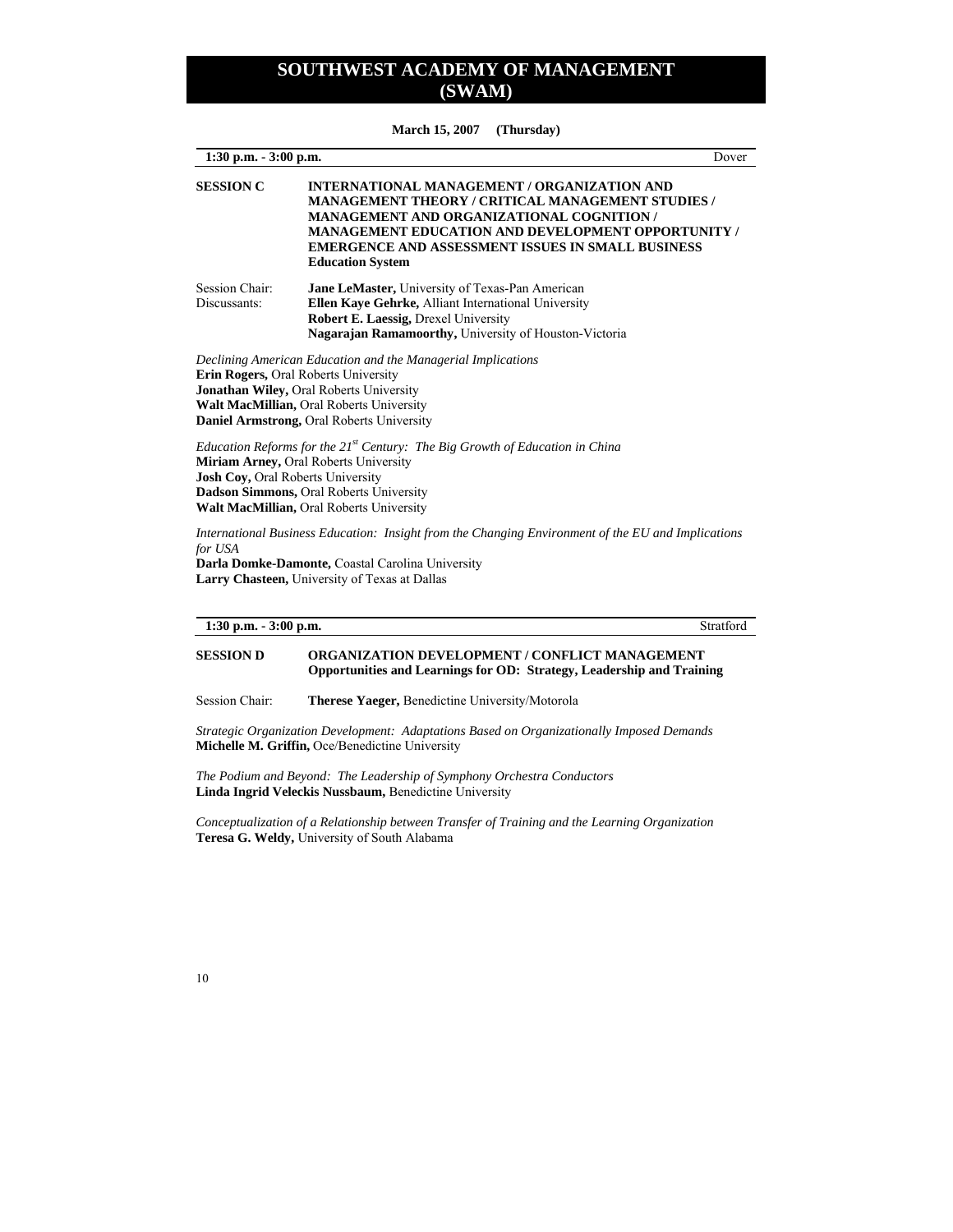# SOUTHWEST ACADEMY OF MANAGEMENT (SWAM)

**March 15, 2007 (Thursday)**

**1:30 p.m. - 3:00 p.m.** Dover

**SESSION C** **INTERNATIONAL MANAGEMENT / ORGANIZATION AND MANAGEMENT THEORY / CRITICAL MANAGEMENT STUDIES / MANAGEMENT AND ORGANIZATIONAL COGNITION / MANAGEMENT EDUCATION AND DEVELOPMENT OPPORTUNITY / EMERGENCE AND ASSESSMENT ISSUES IN SMALL BUSINESS Education System**

Session Chair: **Jane LeMaster,** University of Texas-Pan American
Discussants: **Ellen Kaye Gehrke,** Alliant International University
**Robert E. Laessig,** Drexel University
**Nagarajan Ramamoorthy,** University of Houston-Victoria

*Declining American Education and the Managerial Implications*
**Erin Rogers,** Oral Roberts University
**Jonathan Wiley,** Oral Roberts University
**Walt MacMillian,** Oral Roberts University
**Daniel Armstrong,** Oral Roberts University

*Education Reforms for the 21st Century: The Big Growth of Education in China*
**Miriam Arney,** Oral Roberts University
**Josh Coy,** Oral Roberts University
**Dadson Simmons,** Oral Roberts University
**Walt MacMillian,** Oral Roberts University

*International Business Education: Insight from the Changing Environment of the EU and Implications for USA*
**Darla Domke-Damonte,** Coastal Carolina University
**Larry Chasteen,** University of Texas at Dallas

**1:30 p.m. - 3:00 p.m.** Stratford

**SESSION D** **ORGANIZATION DEVELOPMENT / CONFLICT MANAGEMENT Opportunities and Learnings for OD: Strategy, Leadership and Training**

Session Chair: **Therese Yaeger,** Benedictine University/Motorola

*Strategic Organization Development: Adaptations Based on Organizationally Imposed Demands*
**Michelle M. Griffin,** Oce/Benedictine University

*The Podium and Beyond: The Leadership of Symphony Orchestra Conductors*
**Linda Ingrid Veleckis Nussbaum,** Benedictine University

*Conceptualization of a Relationship between Transfer of Training and the Learning Organization*
**Teresa G. Weldy,** University of South Alabama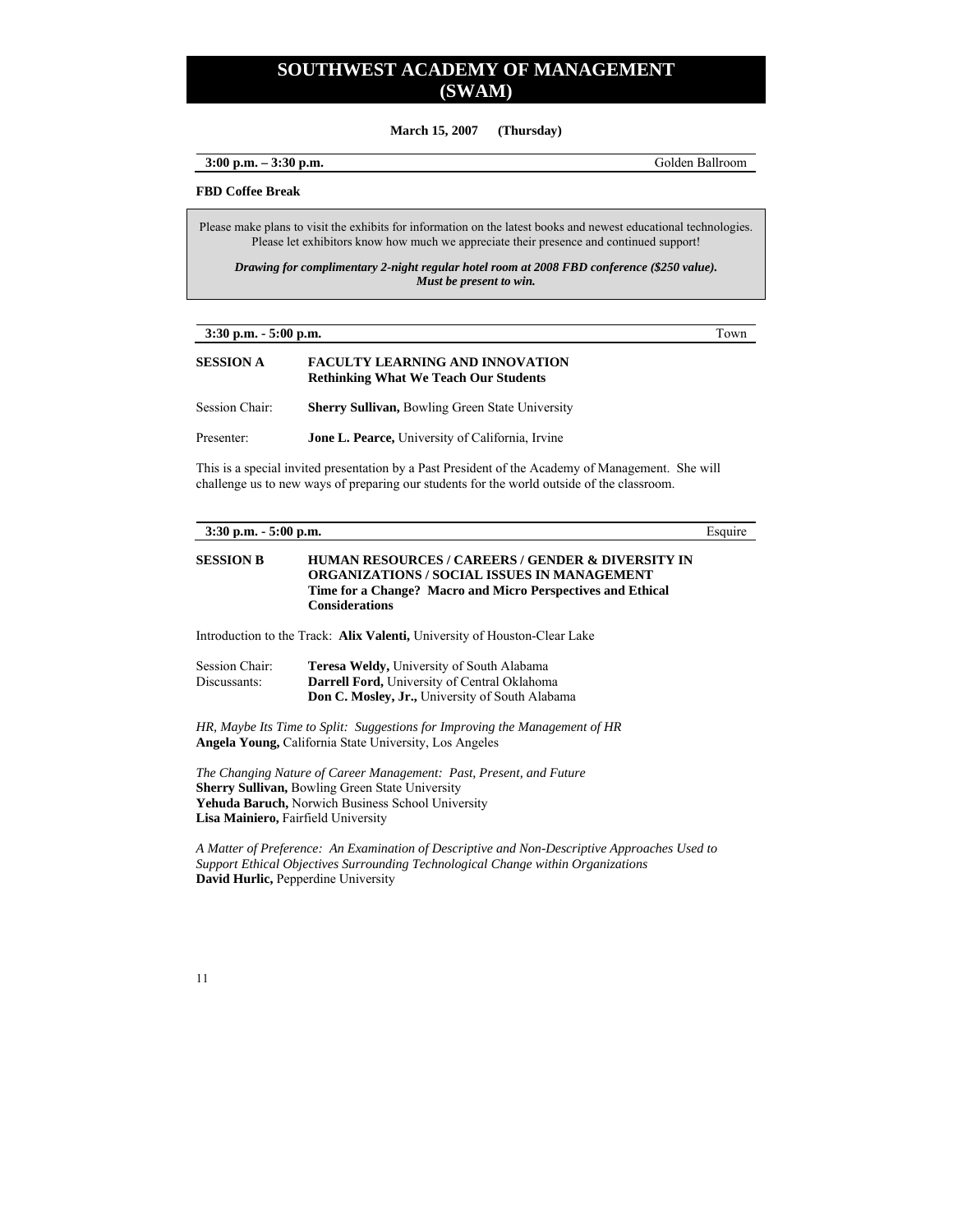# SOUTHWEST ACADEMY OF MANAGEMENT (SWAM)

**March 15, 2007 (Thursday)**

**3:00 p.m. – 3:30 p.m.** Golden Ballroom

**FBD Coffee Break**

Please make plans to visit the exhibits for information on the latest books and newest educational technologies. Please let exhibitors know how much we appreciate their presence and continued support!

***Drawing for complimentary 2-night regular hotel room at 2008 FBD conference ($250 value). Must be present to win.***

---

**3:30 p.m. - 5:00 p.m.** Town

**SESSION A** **FACULTY LEARNING AND INNOVATION**
**Rethinking What We Teach Our Students**

Session Chair: **Sherry Sullivan,** Bowling Green State University

Presenter: **Jone L. Pearce,** University of California, Irvine

This is a special invited presentation by a Past President of the Academy of Management. She will challenge us to new ways of preparing our students for the world outside of the classroom.

---

**3:30 p.m. - 5:00 p.m.** Esquire

**SESSION B** **HUMAN RESOURCES / CAREERS / GENDER & DIVERSITY IN ORGANIZATIONS / SOCIAL ISSUES IN MANAGEMENT**
**Time for a Change? Macro and Micro Perspectives and Ethical Considerations**

Introduction to the Track: **Alix Valenti,** University of Houston-Clear Lake

Session Chair: **Teresa Weldy,** University of South Alabama
Discussants: **Darrell Ford,** University of Central Oklahoma
**Don C. Mosley, Jr.,** University of South Alabama

*HR, Maybe Its Time to Split: Suggestions for Improving the Management of HR*
**Angela Young,** California State University, Los Angeles

*The Changing Nature of Career Management: Past, Present, and Future*
**Sherry Sullivan,** Bowling Green State University
**Yehuda Baruch,** Norwich Business School University
**Lisa Mainiero,** Fairfield University

*A Matter of Preference: An Examination of Descriptive and Non-Descriptive Approaches Used to Support Ethical Objectives Surrounding Technological Change within Organizations*
**David Hurlic,** Pepperdine University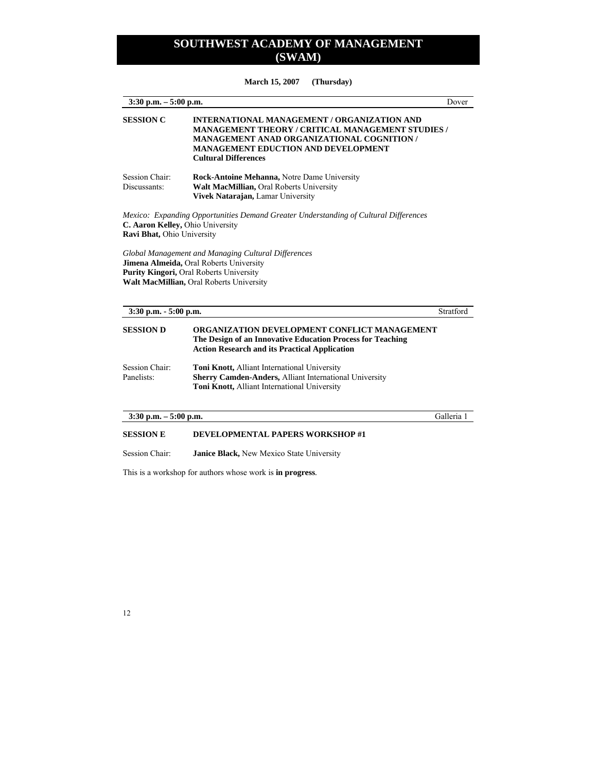# SOUTHWEST ACADEMY OF MANAGEMENT (SWAM)

**March 15, 2007 (Thursday)**

**3:30 p.m. – 5:00 p.m.** Dover

**SESSION C** **INTERNATIONAL MANAGEMENT / ORGANIZATION AND MANAGEMENT THEORY / CRITICAL MANAGEMENT STUDIES / MANAGEMENT ANAD ORGANIZATIONAL COGNITION / MANAGEMENT EDUCTION AND DEVELOPMENT**
**Cultural Differences**

Session Chair: **Rock-Antoine Mehanna,** Notre Dame University
Discussants: **Walt MacMillian,** Oral Roberts University
**Vivek Natarajan,** Lamar University

*Mexico: Expanding Opportunities Demand Greater Understanding of Cultural Differences*
**C. Aaron Kelley,** Ohio University
**Ravi Bhat,** Ohio University

*Global Management and Managing Cultural Differences*
**Jimena Almeida,** Oral Roberts University
**Purity Kingori,** Oral Roberts University
**Walt MacMillian,** Oral Roberts University

**3:30 p.m. - 5:00 p.m.** Stratford

**SESSION D** **ORGANIZATION DEVELOPMENT CONFLICT MANAGEMENT**
**The Design of an Innovative Education Process for Teaching Action Research and its Practical Application**

Session Chair: **Toni Knott,** Alliant International University
Panelists: **Sherry Camden-Anders,** Alliant International University
**Toni Knott,** Alliant International University

**3:30 p.m. – 5:00 p.m.** Galleria 1

**SESSION E** **DEVELOPMENTAL PAPERS WORKSHOP #1**

Session Chair: **Janice Black,** New Mexico State University

This is a workshop for authors whose work is **in progress**.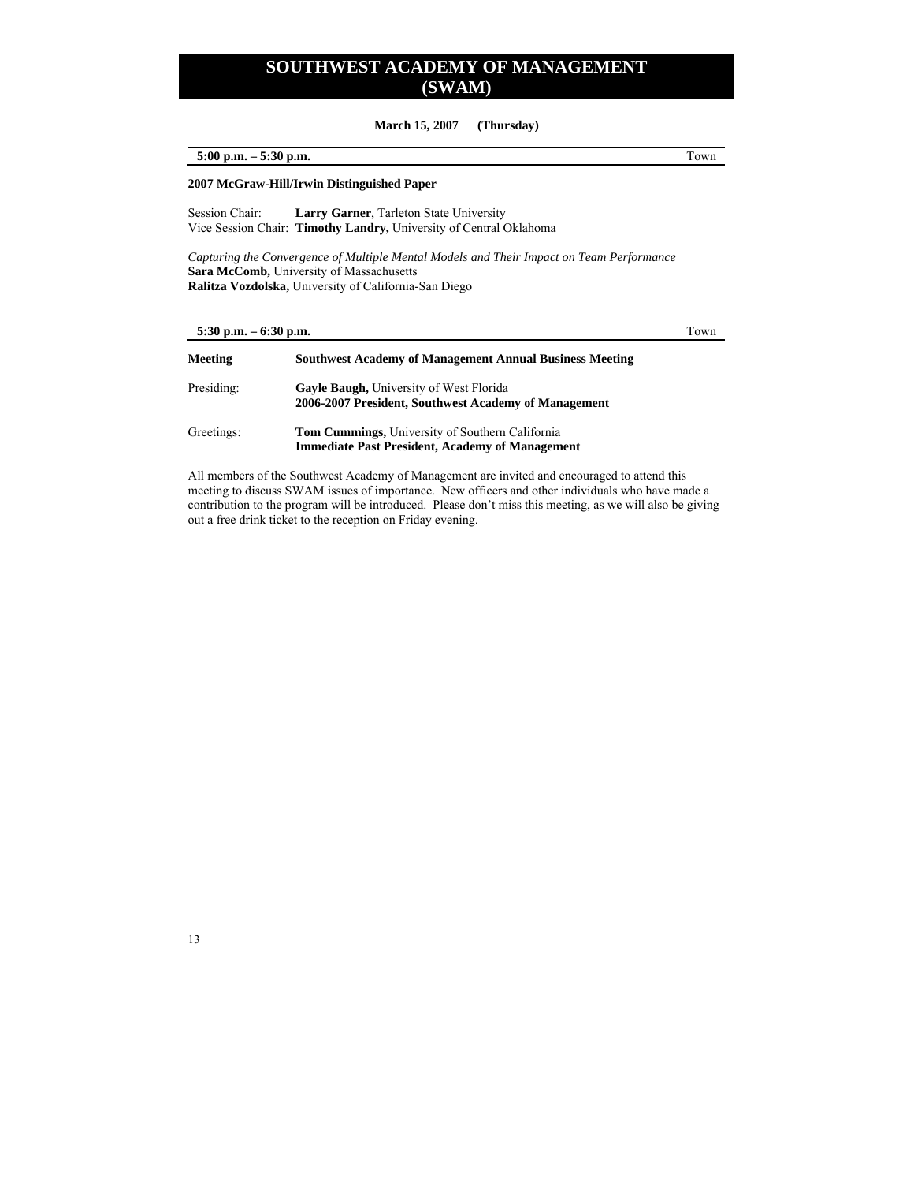# SOUTHWEST ACADEMY OF MANAGEMENT (SWAM)

**March 15, 2007 (Thursday)**

**5:00 p.m. – 5:30 p.m.** Town

**2007 McGraw-Hill/Irwin Distinguished Paper**

Session Chair: **Larry Garner**, Tarleton State University
Vice Session Chair: **Timothy Landry,** University of Central Oklahoma

*Capturing the Convergence of Multiple Mental Models and Their Impact on Team Performance*
**Sara McComb,** University of Massachusetts
**Ralitza Vozdolska,** University of California-San Diego

**5:30 p.m. – 6:30 p.m.** Town

**Meeting** **Southwest Academy of Management Annual Business Meeting**

Presiding: **Gayle Baugh,** University of West Florida
**2006-2007 President, Southwest Academy of Management**

Greetings: **Tom Cummings,** University of Southern California
**Immediate Past President, Academy of Management**

All members of the Southwest Academy of Management are invited and encouraged to attend this meeting to discuss SWAM issues of importance. New officers and other individuals who have made a contribution to the program will be introduced. Please don't miss this meeting, as we will also be giving out a free drink ticket to the reception on Friday evening.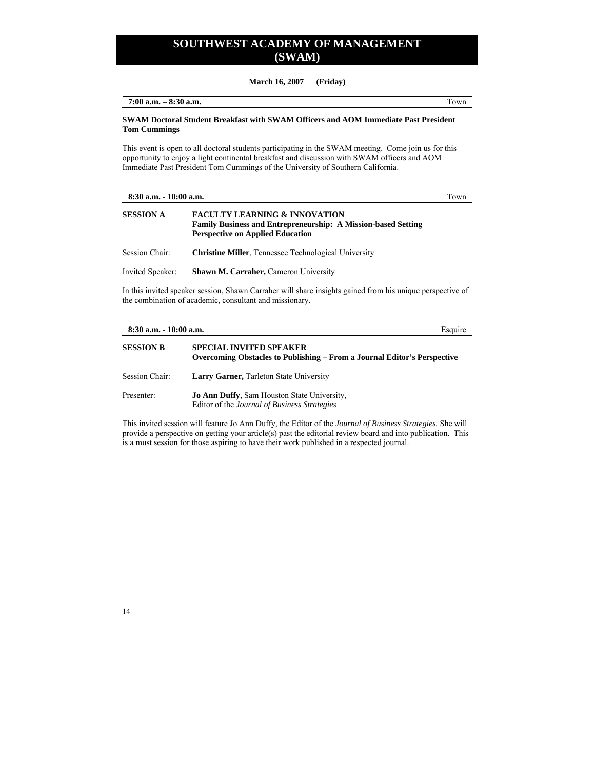# SOUTHWEST ACADEMY OF MANAGEMENT (SWAM)

**March 16, 2007 (Friday)**

**7:00 a.m. – 8:30 a.m.** Town

**SWAM Doctoral Student Breakfast with SWAM Officers and AOM Immediate Past President Tom Cummings**

This event is open to all doctoral students participating in the SWAM meeting. Come join us for this opportunity to enjoy a light continental breakfast and discussion with SWAM officers and AOM Immediate Past President Tom Cummings of the University of Southern California.

**8:30 a.m. - 10:00 a.m.** Town

**SESSION A** **FACULTY LEARNING & INNOVATION**
**Family Business and Entrepreneurship: A Mission-based Setting Perspective on Applied Education**

Session Chair: **Christine Miller**, Tennessee Technological University

Invited Speaker: **Shawn M. Carraher,** Cameron University

In this invited speaker session, Shawn Carraher will share insights gained from his unique perspective of the combination of academic, consultant and missionary.

**8:30 a.m. - 10:00 a.m.** Esquire

**SESSION B** **SPECIAL INVITED SPEAKER**
**Overcoming Obstacles to Publishing – From a Journal Editor's Perspective**

Session Chair: **Larry Garner,** Tarleton State University

Presenter: **Jo Ann Duffy**, Sam Houston State University, Editor of the *Journal of Business Strategies*

This invited session will feature Jo Ann Duffy, the Editor of the *Journal of Business Strategies.* She will provide a perspective on getting your article(s) past the editorial review board and into publication. This is a must session for those aspiring to have their work published in a respected journal.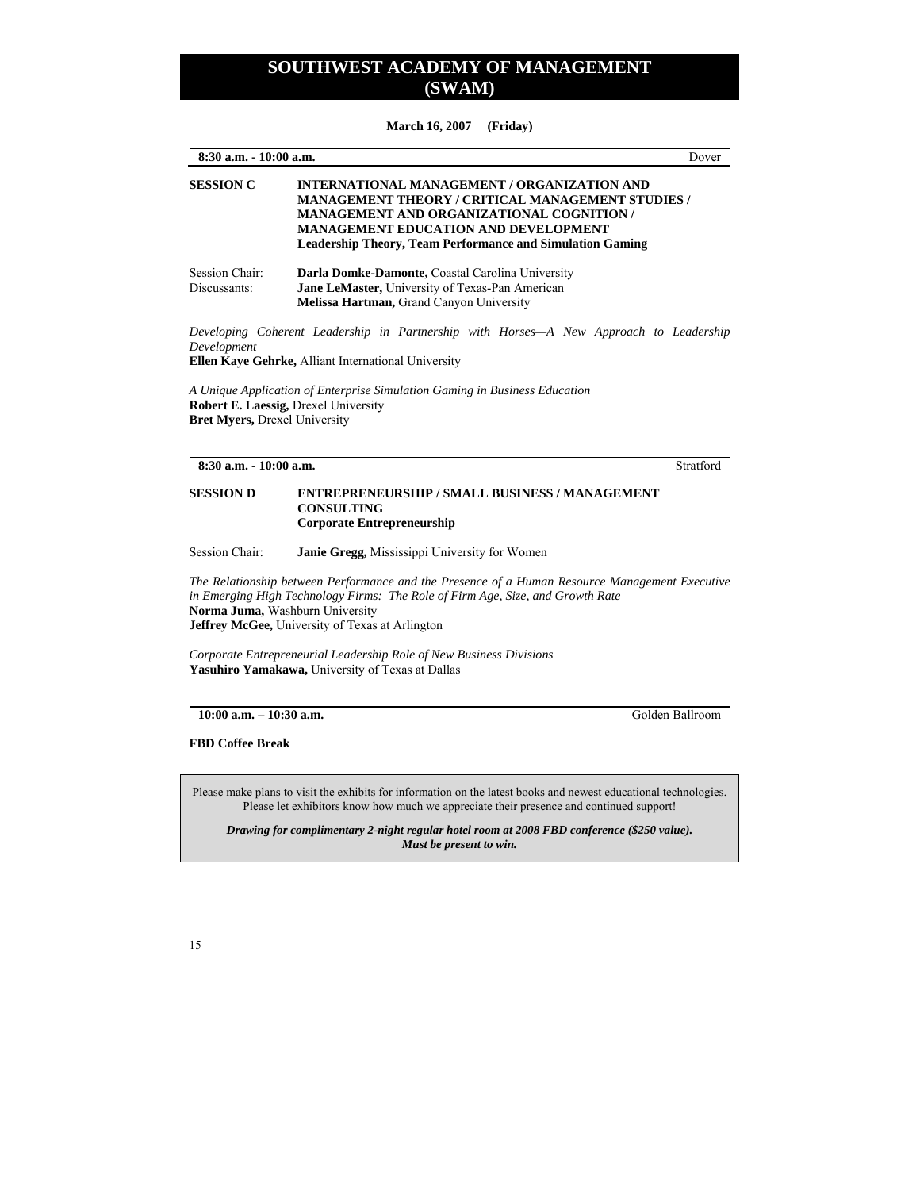# SOUTHWEST ACADEMY OF MANAGEMENT (SWAM)

**March 16, 2007 (Friday)**

**8:30 a.m. - 10:00 a.m.** Dover

**SESSION C** **INTERNATIONAL MANAGEMENT / ORGANIZATION AND MANAGEMENT THEORY / CRITICAL MANAGEMENT STUDIES / MANAGEMENT AND ORGANIZATIONAL COGNITION / MANAGEMENT EDUCATION AND DEVELOPMENT**
**Leadership Theory, Team Performance and Simulation Gaming**

Session Chair: **Darla Domke-Damonte,** Coastal Carolina University
Discussants: **Jane LeMaster,** University of Texas-Pan American
**Melissa Hartman,** Grand Canyon University

*Developing Coherent Leadership in Partnership with Horses—A New Approach to Leadership Development*
**Ellen Kaye Gehrke,** Alliant International University

*A Unique Application of Enterprise Simulation Gaming in Business Education*
**Robert E. Laessig,** Drexel University
**Bret Myers,** Drexel University

**8:30 a.m. - 10:00 a.m.** Stratford

**SESSION D** **ENTREPRENEURSHIP / SMALL BUSINESS / MANAGEMENT CONSULTING**
**Corporate Entrepreneurship**

Session Chair: **Janie Gregg,** Mississippi University for Women

*The Relationship between Performance and the Presence of a Human Resource Management Executive in Emerging High Technology Firms: The Role of Firm Age, Size, and Growth Rate*
**Norma Juma,** Washburn University
**Jeffrey McGee,** University of Texas at Arlington

*Corporate Entrepreneurial Leadership Role of New Business Divisions*
**Yasuhiro Yamakawa,** University of Texas at Dallas

**10:00 a.m. – 10:30 a.m.** Golden Ballroom

**FBD Coffee Break**

Please make plans to visit the exhibits for information on the latest books and newest educational technologies. Please let exhibitors know how much we appreciate their presence and continued support!

***Drawing for complimentary 2-night regular hotel room at 2008 FBD conference ($250 value). Must be present to win.***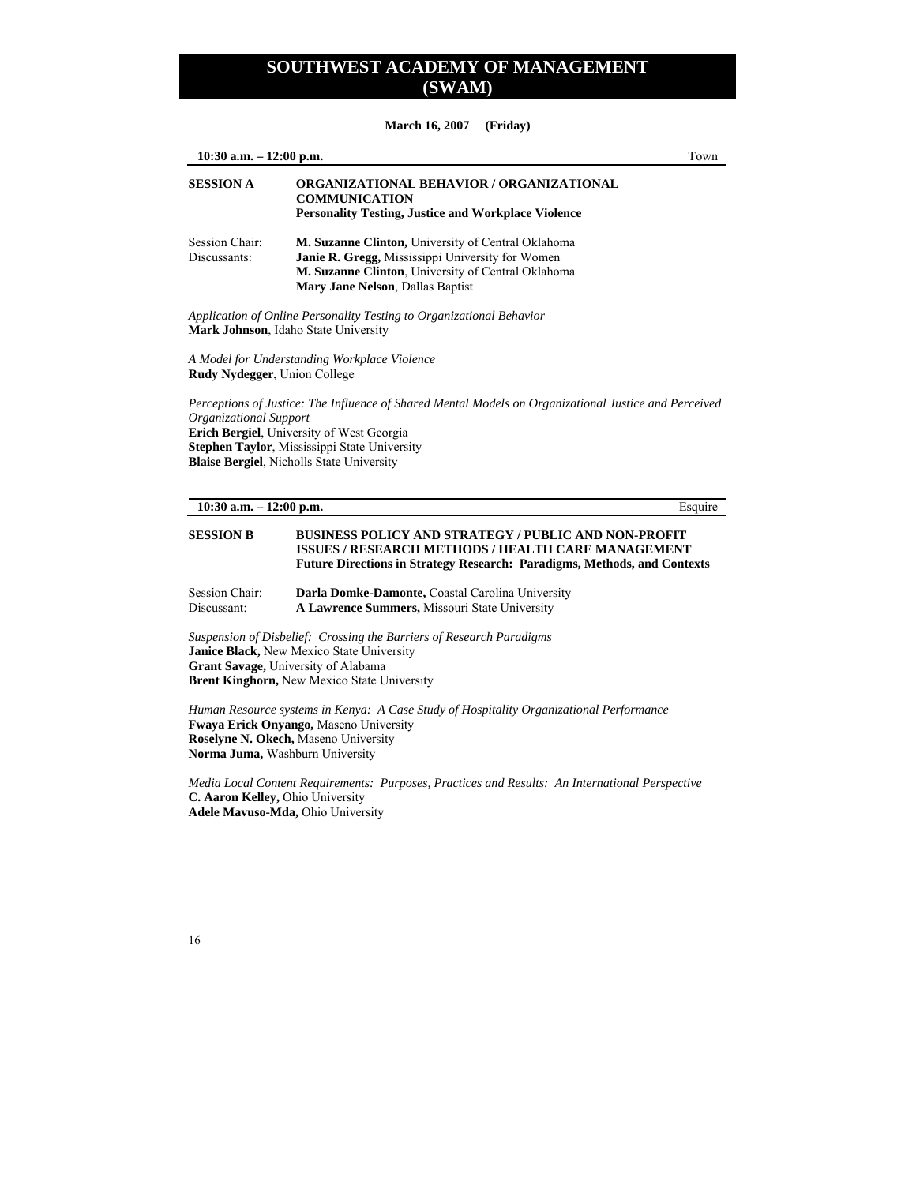# SOUTHWEST ACADEMY OF MANAGEMENT (SWAM)

**March 16, 2007 (Friday)**

**10:30 a.m. – 12:00 p.m.** Town

## SESSION A — ORGANIZATIONAL BEHAVIOR / ORGANIZATIONAL COMMUNICATION

**Personality Testing, Justice and Workplace Violence**

Session Chair: **M. Suzanne Clinton,** University of Central Oklahoma
Discussants: **Janie R. Gregg,** Mississippi University for Women
**M. Suzanne Clinton**, University of Central Oklahoma
**Mary Jane Nelson**, Dallas Baptist

*Application of Online Personality Testing to Organizational Behavior*
**Mark Johnson**, Idaho State University

*A Model for Understanding Workplace Violence*
**Rudy Nydegger**, Union College

*Perceptions of Justice: The Influence of Shared Mental Models on Organizational Justice and Perceived Organizational Support*
**Erich Bergiel**, University of West Georgia
**Stephen Taylor**, Mississippi State University
**Blaise Bergiel**, Nicholls State University

**10:30 a.m. – 12:00 p.m.** Esquire

## SESSION B — BUSINESS POLICY AND STRATEGY / PUBLIC AND NON-PROFIT ISSUES / RESEARCH METHODS / HEALTH CARE MANAGEMENT

**Future Directions in Strategy Research: Paradigms, Methods, and Contexts**

Session Chair: **Darla Domke-Damonte,** Coastal Carolina University
Discussant: **A Lawrence Summers,** Missouri State University

*Suspension of Disbelief: Crossing the Barriers of Research Paradigms*
**Janice Black,** New Mexico State University
**Grant Savage,** University of Alabama
**Brent Kinghorn,** New Mexico State University

*Human Resource systems in Kenya: A Case Study of Hospitality Organizational Performance*
**Fwaya Erick Onyango,** Maseno University
**Roselyne N. Okech,** Maseno University
**Norma Juma,** Washburn University

*Media Local Content Requirements: Purposes, Practices and Results: An International Perspective*
**C. Aaron Kelley,** Ohio University
**Adele Mavuso-Mda,** Ohio University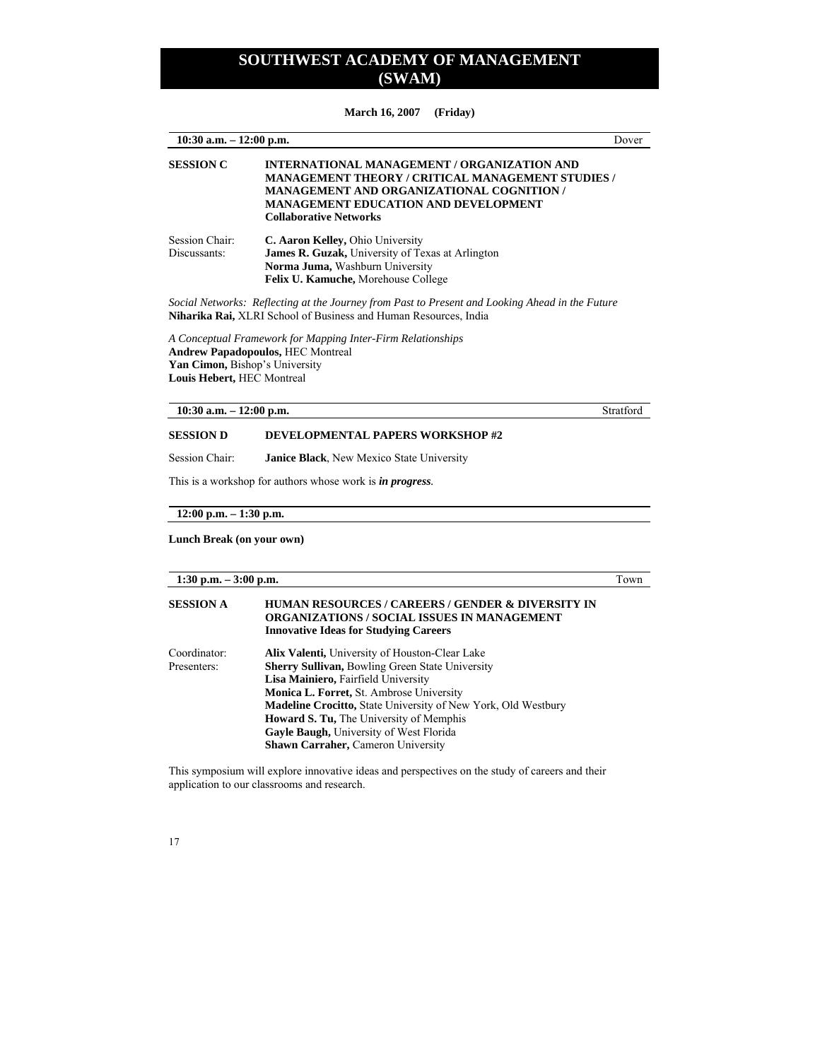# SOUTHWEST ACADEMY OF MANAGEMENT (SWAM)

**March 16, 2007 (Friday)**

**10:30 a.m. – 12:00 p.m.** Dover

**SESSION C** **INTERNATIONAL MANAGEMENT / ORGANIZATION AND MANAGEMENT THEORY / CRITICAL MANAGEMENT STUDIES / MANAGEMENT AND ORGANIZATIONAL COGNITION / MANAGEMENT EDUCATION AND DEVELOPMENT**
**Collaborative Networks**

Session Chair: **C. Aaron Kelley,** Ohio University
Discussants: **James R. Guzak,** University of Texas at Arlington
**Norma Juma,** Washburn University
**Felix U. Kamuche,** Morehouse College

*Social Networks: Reflecting at the Journey from Past to Present and Looking Ahead in the Future*
**Niharika Rai,** XLRI School of Business and Human Resources, India

*A Conceptual Framework for Mapping Inter-Firm Relationships*
**Andrew Papadopoulos,** HEC Montreal
**Yan Cimon,** Bishop's University
**Louis Hebert,** HEC Montreal

**10:30 a.m. – 12:00 p.m.** Stratford

**SESSION D** **DEVELOPMENTAL PAPERS WORKSHOP #2**

Session Chair: **Janice Black**, New Mexico State University

This is a workshop for authors whose work is ***in progress***.

**12:00 p.m. – 1:30 p.m.**

**Lunch Break (on your own)**

**1:30 p.m. – 3:00 p.m.** Town

**SESSION A** **HUMAN RESOURCES / CAREERS / GENDER & DIVERSITY IN ORGANIZATIONS / SOCIAL ISSUES IN MANAGEMENT**
**Innovative Ideas for Studying Careers**

Coordinator: **Alix Valenti,** University of Houston-Clear Lake
Presenters: **Sherry Sullivan,** Bowling Green State University
**Lisa Mainiero,** Fairfield University
**Monica L. Forret,** St. Ambrose University
**Madeline Crocitto,** State University of New York, Old Westbury
**Howard S. Tu,** The University of Memphis
**Gayle Baugh,** University of West Florida
**Shawn Carraher,** Cameron University

This symposium will explore innovative ideas and perspectives on the study of careers and their application to our classrooms and research.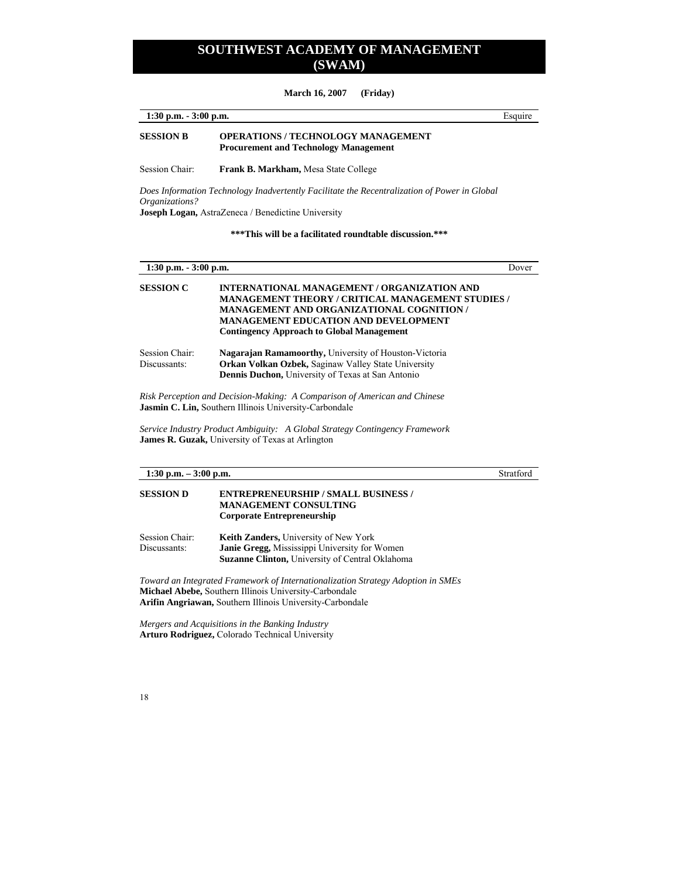# SOUTHWEST ACADEMY OF MANAGEMENT (SWAM)

**March 16, 2007 (Friday)**

---

**1:30 p.m. - 3:00 p.m.** Esquire

**SESSION B** **OPERATIONS / TECHNOLOGY MANAGEMENT**
**Procurement and Technology Management**

Session Chair: **Frank B. Markham,** Mesa State College

*Does Information Technology Inadvertently Facilitate the Recentralization of Power in Global Organizations?*
**Joseph Logan,** AstraZeneca / Benedictine University

**\*\*\*This will be a facilitated roundtable discussion.\*\*\***

---

**1:30 p.m. - 3:00 p.m.** Dover

**SESSION C** **INTERNATIONAL MANAGEMENT / ORGANIZATION AND MANAGEMENT THEORY / CRITICAL MANAGEMENT STUDIES / MANAGEMENT AND ORGANIZATIONAL COGNITION / MANAGEMENT EDUCATION AND DEVELOPMENT**
**Contingency Approach to Global Management**

Session Chair: **Nagarajan Ramamoorthy,** University of Houston-Victoria
Discussants: **Orkan Volkan Ozbek,** Saginaw Valley State University
**Dennis Duchon,** University of Texas at San Antonio

*Risk Perception and Decision-Making: A Comparison of American and Chinese*
**Jasmin C. Lin,** Southern Illinois University-Carbondale

*Service Industry Product Ambiguity: A Global Strategy Contingency Framework*
**James R. Guzak,** University of Texas at Arlington

---

**1:30 p.m. – 3:00 p.m.** Stratford

**SESSION D** **ENTREPRENEURSHIP / SMALL BUSINESS / MANAGEMENT CONSULTING**
**Corporate Entrepreneurship**

Session Chair: **Keith Zanders,** University of New York
Discussants: **Janie Gregg,** Mississippi University for Women
**Suzanne Clinton,** University of Central Oklahoma

*Toward an Integrated Framework of Internationalization Strategy Adoption in SMEs*
**Michael Abebe,** Southern Illinois University-Carbondale
**Arifin Angriawan,** Southern Illinois University-Carbondale

*Mergers and Acquisitions in the Banking Industry*
**Arturo Rodriguez,** Colorado Technical University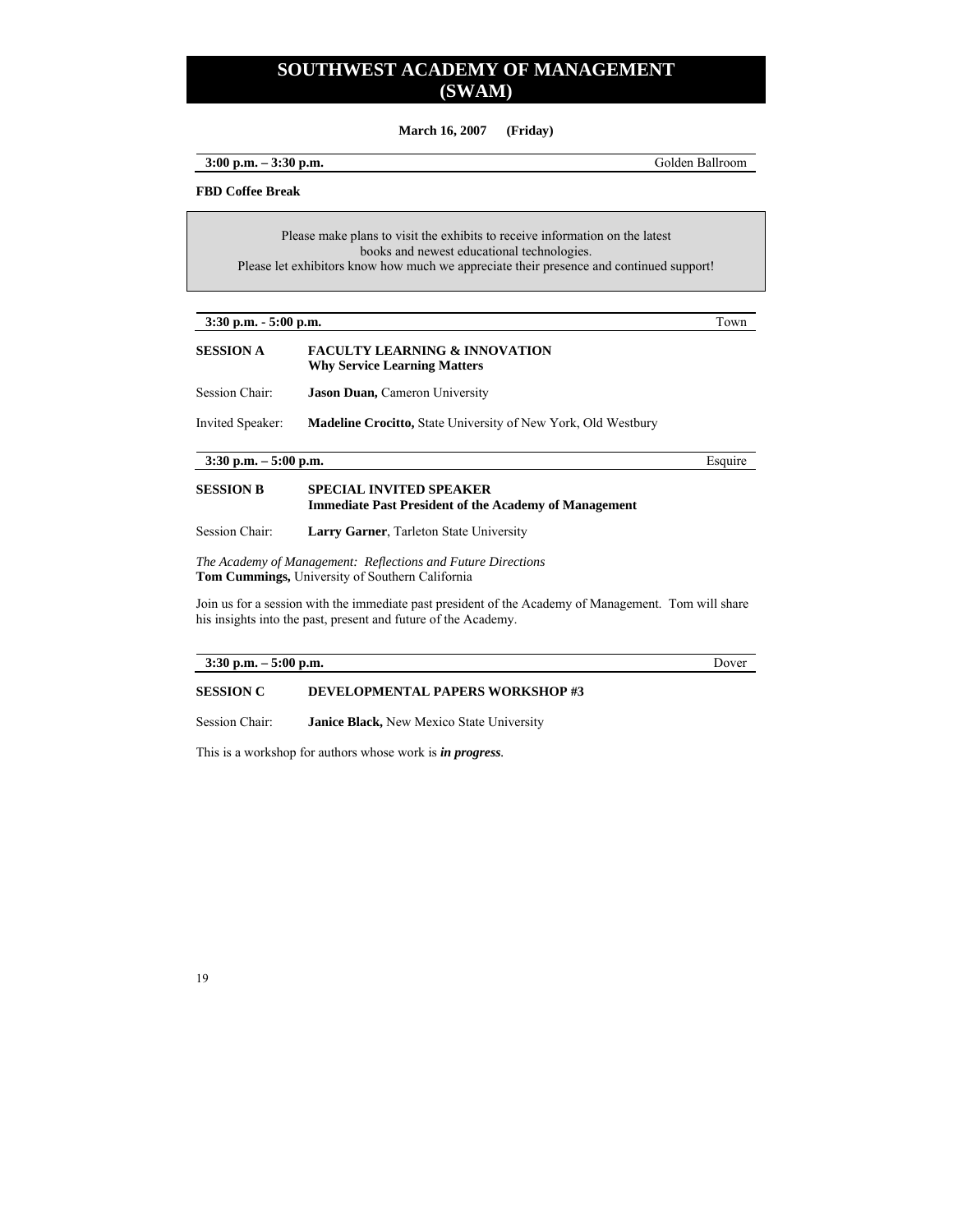# SOUTHWEST ACADEMY OF MANAGEMENT (SWAM)

**March 16, 2007 (Friday)**

**3:00 p.m. – 3:30 p.m.** Golden Ballroom

**FBD Coffee Break**

Please make plans to visit the exhibits to receive information on the latest books and newest educational technologies.
Please let exhibitors know how much we appreciate their presence and continued support!

**3:30 p.m. - 5:00 p.m.** Town

**SESSION A** **FACULTY LEARNING & INNOVATION**
**Why Service Learning Matters**

Session Chair: **Jason Duan,** Cameron University

Invited Speaker: **Madeline Crocitto,** State University of New York, Old Westbury

**3:30 p.m. – 5:00 p.m.** Esquire

**SESSION B** **SPECIAL INVITED SPEAKER**
**Immediate Past President of the Academy of Management**

Session Chair: **Larry Garner**, Tarleton State University

*The Academy of Management: Reflections and Future Directions*
**Tom Cummings,** University of Southern California

Join us for a session with the immediate past president of the Academy of Management. Tom will share his insights into the past, present and future of the Academy.

**3:30 p.m. – 5:00 p.m.** Dover

**SESSION C** **DEVELOPMENTAL PAPERS WORKSHOP #3**

Session Chair: **Janice Black,** New Mexico State University

This is a workshop for authors whose work is ***in progress***.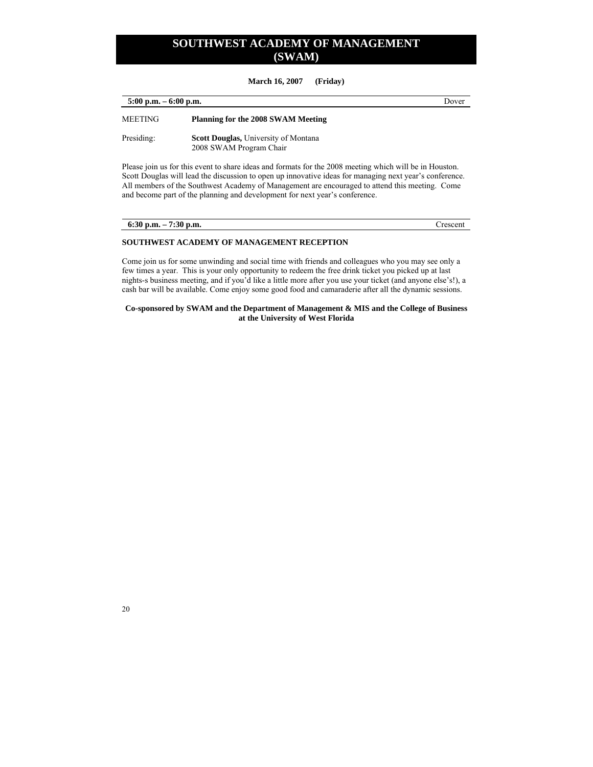# SOUTHWEST ACADEMY OF MANAGEMENT (SWAM)

**March 16, 2007 (Friday)**

**5:00 p.m. – 6:00 p.m.** Dover

MEETING **Planning for the 2008 SWAM Meeting**

Presiding: **Scott Douglas,** University of Montana
2008 SWAM Program Chair

Please join us for this event to share ideas and formats for the 2008 meeting which will be in Houston. Scott Douglas will lead the discussion to open up innovative ideas for managing next year's conference. All members of the Southwest Academy of Management are encouraged to attend this meeting. Come and become part of the planning and development for next year's conference.

**6:30 p.m. – 7:30 p.m.** Crescent

**SOUTHWEST ACADEMY OF MANAGEMENT RECEPTION**

Come join us for some unwinding and social time with friends and colleagues who you may see only a few times a year. This is your only opportunity to redeem the free drink ticket you picked up at last nights-s business meeting, and if you'd like a little more after you use your ticket (and anyone else's!), a cash bar will be available. Come enjoy some good food and camaraderie after all the dynamic sessions.

**Co-sponsored by SWAM and the Department of Management & MIS and the College of Business at the University of West Florida**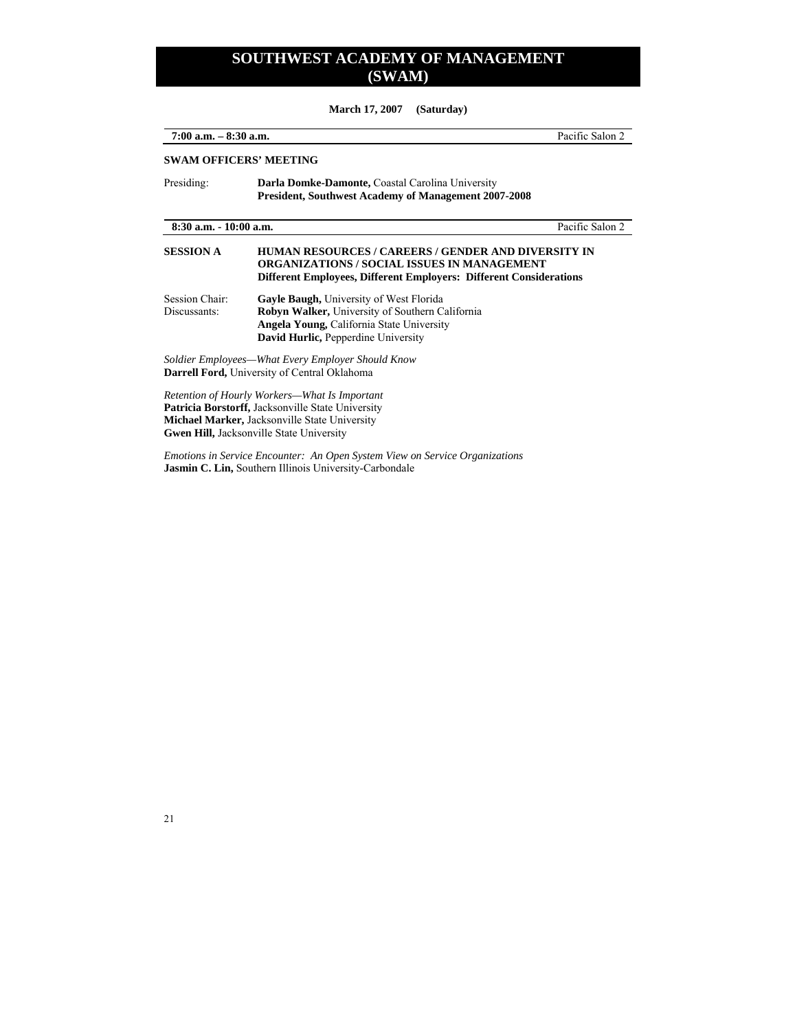# SOUTHWEST ACADEMY OF MANAGEMENT (SWAM)

**March 17, 2007 (Saturday)**

**7:00 a.m. – 8:30 a.m.** Pacific Salon 2

**SWAM OFFICERS' MEETING**

Presiding: **Darla Domke-Damonte,** Coastal Carolina University
**President, Southwest Academy of Management 2007-2008**

**8:30 a.m. - 10:00 a.m.** Pacific Salon 2

**SESSION A** **HUMAN RESOURCES / CAREERS / GENDER AND DIVERSITY IN ORGANIZATIONS / SOCIAL ISSUES IN MANAGEMENT**
**Different Employees, Different Employers: Different Considerations**

Session Chair: **Gayle Baugh,** University of West Florida
Discussants: **Robyn Walker,** University of Southern California
**Angela Young,** California State University
**David Hurlic,** Pepperdine University

*Soldier Employees—What Every Employer Should Know*
**Darrell Ford,** University of Central Oklahoma

*Retention of Hourly Workers—What Is Important*
**Patricia Borstorff,** Jacksonville State University
**Michael Marker,** Jacksonville State University
**Gwen Hill,** Jacksonville State University

*Emotions in Service Encounter: An Open System View on Service Organizations*
**Jasmin C. Lin,** Southern Illinois University-Carbondale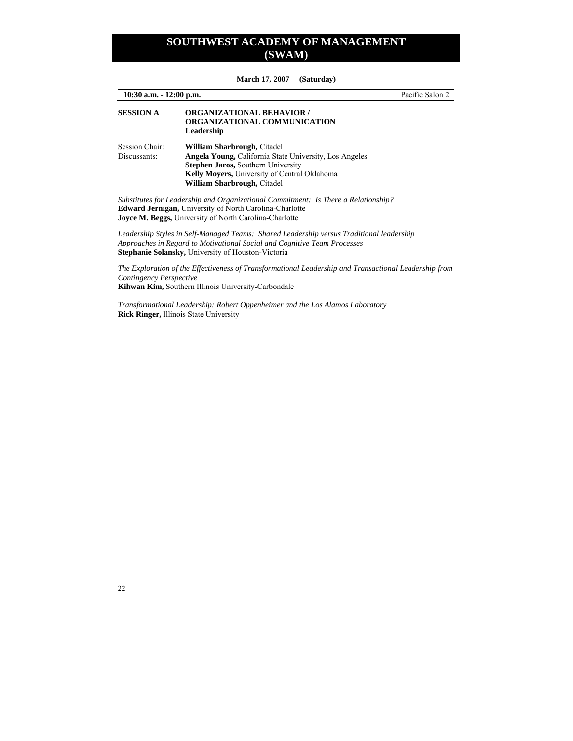# SOUTHWEST ACADEMY OF MANAGEMENT (SWAM)

**March 17, 2007 (Saturday)**

**10:30 a.m. - 12:00 p.m.** Pacific Salon 2

**SESSION A** **ORGANIZATIONAL BEHAVIOR / ORGANIZATIONAL COMMUNICATION**
**Leadership**

Session Chair: **William Sharbrough,** Citadel
Discussants: **Angela Young,** California State University, Los Angeles
**Stephen Jaros,** Southern University
**Kelly Moyers,** University of Central Oklahoma
**William Sharbrough,** Citadel

*Substitutes for Leadership and Organizational Commitment: Is There a Relationship?*
**Edward Jernigan,** University of North Carolina-Charlotte
**Joyce M. Beggs,** University of North Carolina-Charlotte

*Leadership Styles in Self-Managed Teams: Shared Leadership versus Traditional leadership Approaches in Regard to Motivational Social and Cognitive Team Processes*
**Stephanie Solansky,** University of Houston-Victoria

*The Exploration of the Effectiveness of Transformational Leadership and Transactional Leadership from Contingency Perspective*
**Kihwan Kim,** Southern Illinois University-Carbondale

*Transformational Leadership: Robert Oppenheimer and the Los Alamos Laboratory*
**Rick Ringer,** Illinois State University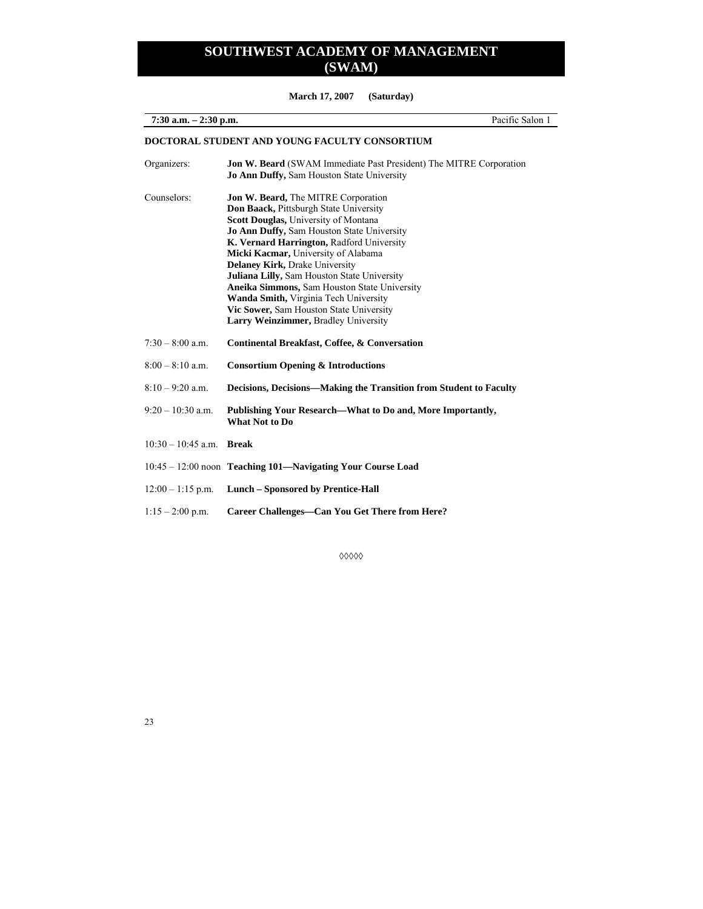# SOUTHWEST ACADEMY OF MANAGEMENT (SWAM)

**March 17, 2007 (Saturday)**

**7:30 a.m. – 2:30 p.m.** Pacific Salon 1

## DOCTORAL STUDENT AND YOUNG FACULTY CONSORTIUM

Organizers:
- **Jon W. Beard** (SWAM Immediate Past President) The MITRE Corporation
- **Jo Ann Duffy,** Sam Houston State University

Counselors:
- **Jon W. Beard,** The MITRE Corporation
- **Don Baack,** Pittsburgh State University
- **Scott Douglas,** University of Montana
- **Jo Ann Duffy,** Sam Houston State University
- **K. Vernard Harrington,** Radford University
- **Micki Kacmar,** University of Alabama
- **Delaney Kirk,** Drake University
- **Juliana Lilly,** Sam Houston State University
- **Aneika Simmons,** Sam Houston State University
- **Wanda Smith,** Virginia Tech University
- **Vic Sower,** Sam Houston State University
- **Larry Weinzimmer,** Bradley University

7:30 – 8:00 a.m. **Continental Breakfast, Coffee, & Conversation**

8:00 – 8:10 a.m. **Consortium Opening & Introductions**

8:10 – 9:20 a.m. **Decisions, Decisions—Making the Transition from Student to Faculty**

9:20 – 10:30 a.m. **Publishing Your Research—What to Do and, More Importantly, What Not to Do**

10:30 – 10:45 a.m. **Break**

10:45 – 12:00 noon **Teaching 101—Navigating Your Course Load**

12:00 – 1:15 p.m. **Lunch – Sponsored by Prentice-Hall**

1:15 – 2:00 p.m. **Career Challenges—Can You Get There from Here?**

◊◊◊◊◊